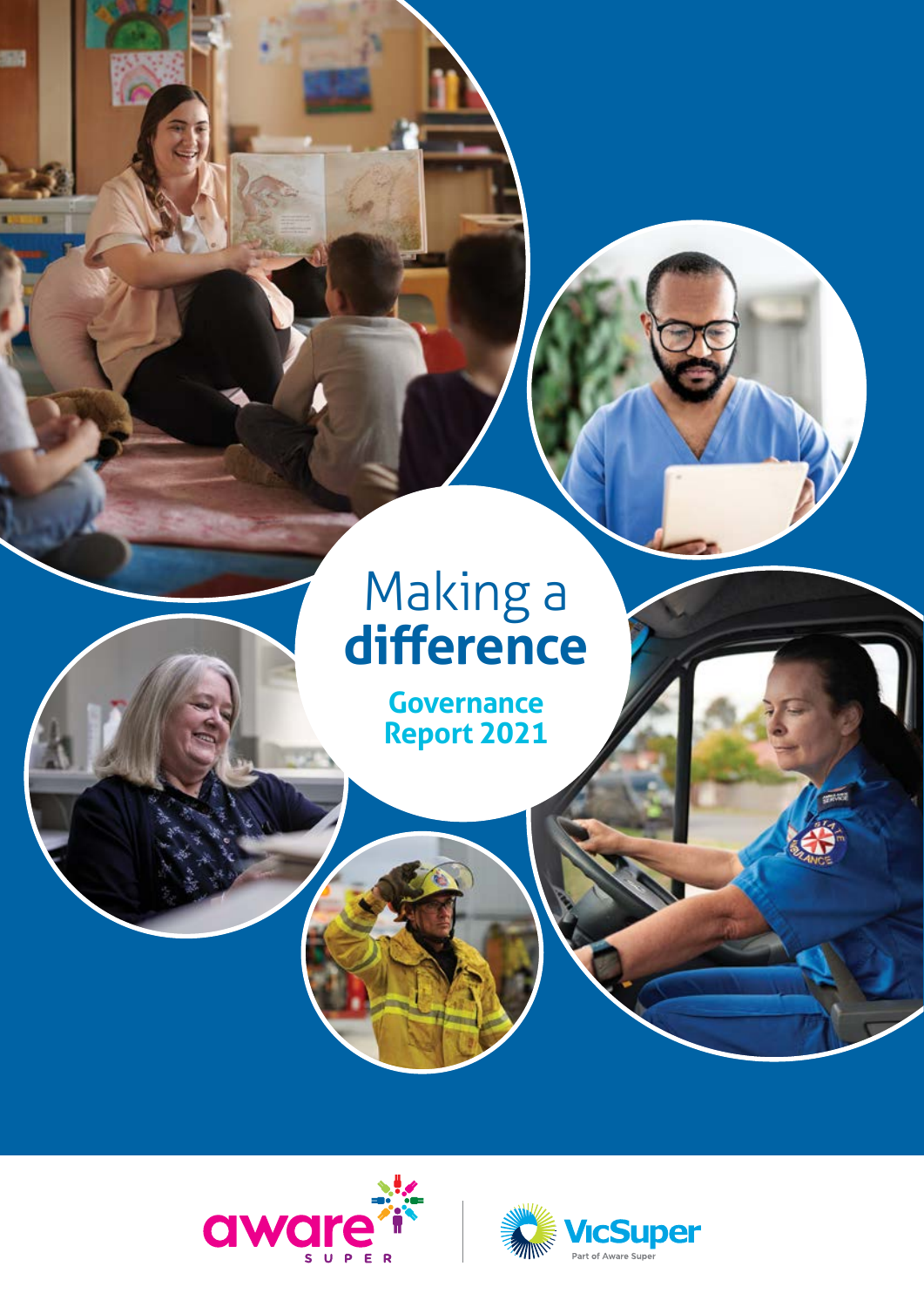# Making a **difference**

## Governance Report 2021

aware SUPER

VicSuper
Part of Aware Super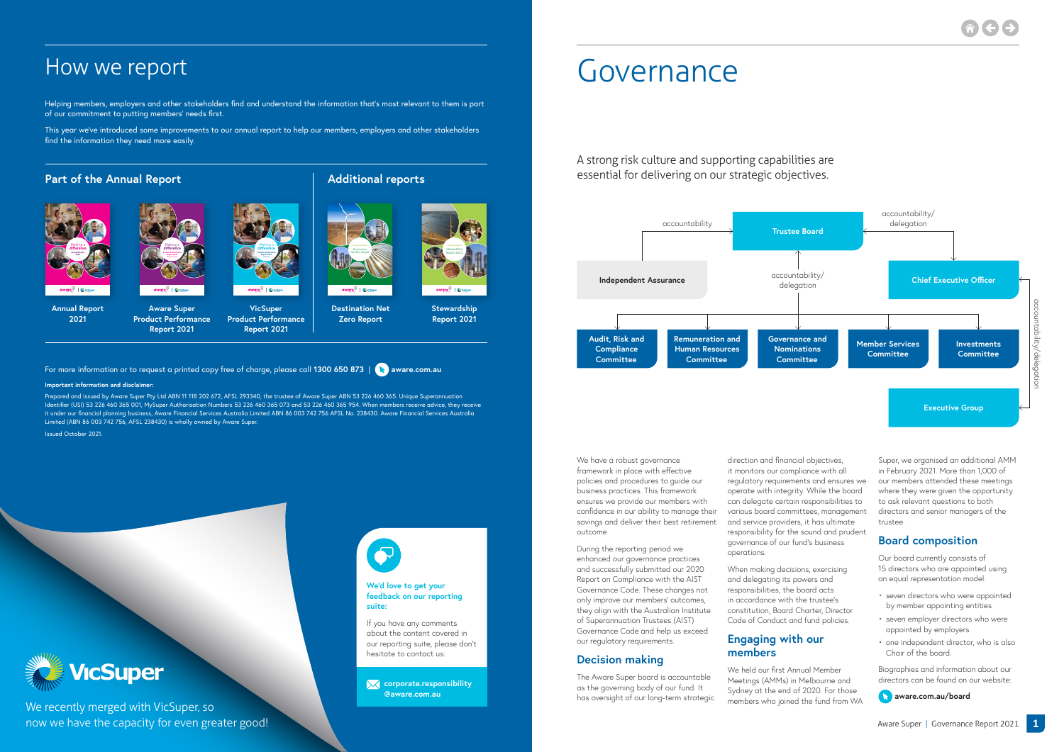# How we report

Helping members, employers and other stakeholders find and understand the information that's most relevant to them is part of our commitment to putting members' needs first.

This year we've introduced some improvements to our annual report to help our members, employers and other stakeholders find the information they need more easily.

## Part of the Annual Report

- Annual Report 2021
- Aware Super Product Performance Report 2021
- VicSuper Product Performance Report 2021

## Additional reports

- Destination Net Zero Report
- Stewardship Report 2021

For more information or to request a printed copy free of charge, please call **1300 650 873** | **aware.com.au**

**Important information and disclaimer:**

Prepared and issued by Aware Super Pty Ltd ABN 11 118 202 672, AFSL 293340, the trustee of Aware Super ABN 53 226 460 365. Unique Superannuation Identifier (USI) 53 226 460 365 001, MySuper Authorisation Numbers 53 226 460 365 073 and 53 226 460 365 954. When members receive advice, they receive it under our financial planning business, Aware Financial Services Australia Limited ABN 86 003 742 756 AFSL No. 238430. Aware Financial Services Australia Limited (ABN 86 003 742 756, AFSL 238430) is wholly owned by Aware Super.

Issued October 2021.

**We'd love to get your feedback on our reporting suite:**

If you have any comments about the content covered in our reporting suite, please don't hesitate to contact us:

**corporate.responsibility@aware.com.au**

VicSuper

We recently merged with VicSuper, so now we have the capacity for even greater good!

# Governance

A strong risk culture and supporting capabilities are essential for delivering on our strategic objectives.

- Trustee Board
  - accountability → Independent Assurance
  - accountability/delegation → Chief Executive Officer
    - accountability/delegation → Executive Group
  - accountability/delegation → Committees:
    - Audit, Risk and Compliance Committee
    - Remuneration and Human Resources Committee
    - Governance and Nominations Committee
    - Member Services Committee
    - Investments Committee

We have a robust governance framework in place with effective policies and procedures to guide our business practices. This framework ensures we provide our members with confidence in our ability to manage their savings and deliver their best retirement outcome.

During the reporting period we enhanced our governance practices and successfully submitted our 2020 Report on Compliance with the AIST Governance Code. These changes not only improve our members' outcomes, they align with the Australian Institute of Superannuation Trustees (AIST) Governance Code and help us exceed our regulatory requirements.

## Decision making

The Aware Super board is accountable as the governing body of our fund. It has oversight of our long-term strategic direction and financial objectives, it monitors our compliance with all regulatory requirements and ensures we operate with integrity. While the board can delegate certain responsibilities to various board committees, management and service providers, it has ultimate responsibility for the sound and prudent governance of our fund's business operations.

When making decisions, exercising and delegating its powers and responsibilities, the board acts in accordance with the trustee's constitution, Board Charter, Director Code of Conduct and fund policies.

## Engaging with our members

We held our first Annual Member Meetings (AMMs) in Melbourne and Sydney at the end of 2020. For those members who joined the fund from WA Super, we organised an additional AMM in February 2021. More than 1,000 of our members attended these meetings where they were given the opportunity to ask relevant questions to both directors and senior managers of the trustee.

## Board composition

Our board currently consists of 15 directors who are appointed using an equal representation model:

- seven directors who were appointed by member appointing entities
- seven employer directors who were appointed by employers
- one independent director, who is also Chair of the board.

Biographies and information about our directors can be found on our website:

**aware.com.au/board**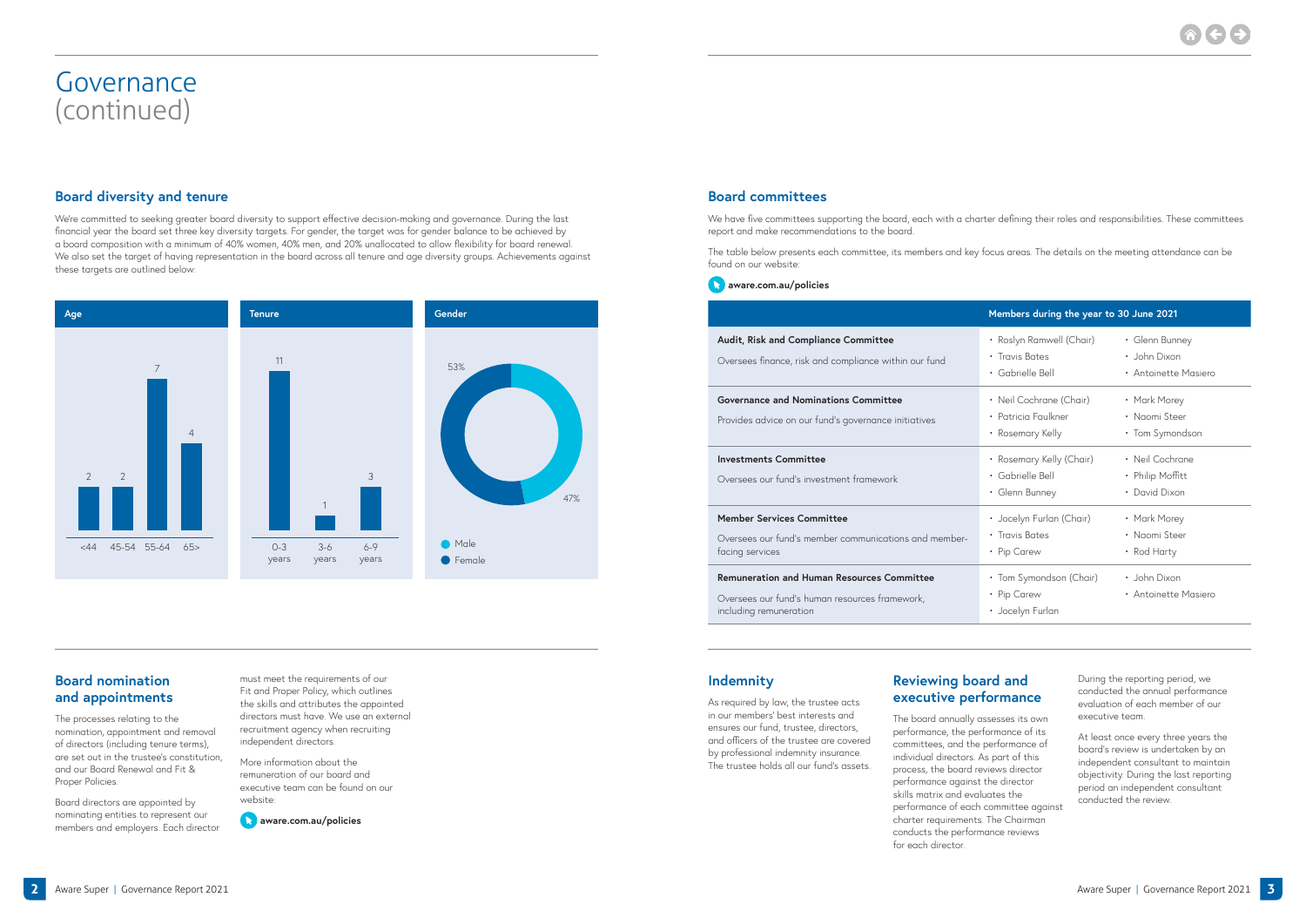# Governance (continued)

## Board diversity and tenure

We're committed to seeking greater board diversity to support effective decision-making and governance. During the last financial year the board set three key diversity targets. For gender, the target was for gender balance to be achieved by a board composition with a minimum of 40% women, 40% men, and 20% unallocated to allow flexibility for board renewal. We also set the target of having representation in the board across all tenure and age diversity groups. Achievements against these targets are outlined below:

**Age**

| <44 | 45-54 | 55-64 | 65> |
|---|---|---|---|
| 2 | 2 | 7 | 4 |

**Tenure**

| 0-3 years | 3-6 years | 6-9 years |
|---|---|---|
| 11 | 1 | 3 |

**Gender**

| Male | Female |
|---|---|
| 47% | 53% |

## Board nomination and appointments

The processes relating to the nomination, appointment and removal of directors (including tenure terms), are set out in the trustee's constitution, and our Board Renewal and Fit & Proper Policies.

Board directors are appointed by nominating entities to represent our members and employers. Each director must meet the requirements of our Fit and Proper Policy, which outlines the skills and attributes the appointed directors must have. We use an external recruitment agency when recruiting independent directors.

More information about the remuneration of our board and executive team can be found on our website:

**aware.com.au/policies**

## Board committees

We have five committees supporting the board, each with a charter defining their roles and responsibilities. These committees report and make recommendations to the board.

The table below presents each committee, its members and key focus areas. The details on the meeting attendance can be found on our website:

**aware.com.au/policies**

| Committee | Members during the year to 30 June 2021 |
|---|---|
| **Audit, Risk and Compliance Committee**<br>Oversees finance, risk and compliance within our fund | Roslyn Ramwell (Chair), Travis Bates, Gabrielle Bell, Glenn Bunney, John Dixon, Antoinette Masiero |
| **Governance and Nominations Committee**<br>Provides advice on our fund's governance initiatives | Neil Cochrane (Chair), Patricia Faulkner, Rosemary Kelly, Mark Morey, Naomi Steer, Tom Symondson |
| **Investments Committee**<br>Oversees our fund's investment framework | Rosemary Kelly (Chair), Gabrielle Bell, Glenn Bunney, Neil Cochrane, Philip Moffitt, David Dixon |
| **Member Services Committee**<br>Oversees our fund's member communications and member-facing services | Jocelyn Furlan (Chair), Travis Bates, Pip Carew, Mark Morey, Naomi Steer, Rod Harty |
| **Remuneration and Human Resources Committee**<br>Oversees our fund's human resources framework, including remuneration | Tom Symondson (Chair), Pip Carew, Jocelyn Furlan, John Dixon, Antoinette Masiero |

## Indemnity

As required by law, the trustee acts in our members' best interests and ensures our fund, trustee, directors, and officers of the trustee are covered by professional indemnity insurance. The trustee holds all our fund's assets.

## Reviewing board and executive performance

The board annually assesses its own performance, the performance of its committees, and the performance of individual directors. As part of this process, the board reviews director performance against the director skills matrix and evaluates the performance of each committee against charter requirements. The Chairman conducts the performance reviews for each director.

During the reporting period, we conducted the annual performance evaluation of each member of our executive team.

At least once every three years the board's review is undertaken by an independent consultant to maintain objectivity. During the last reporting period an independent consultant conducted the review.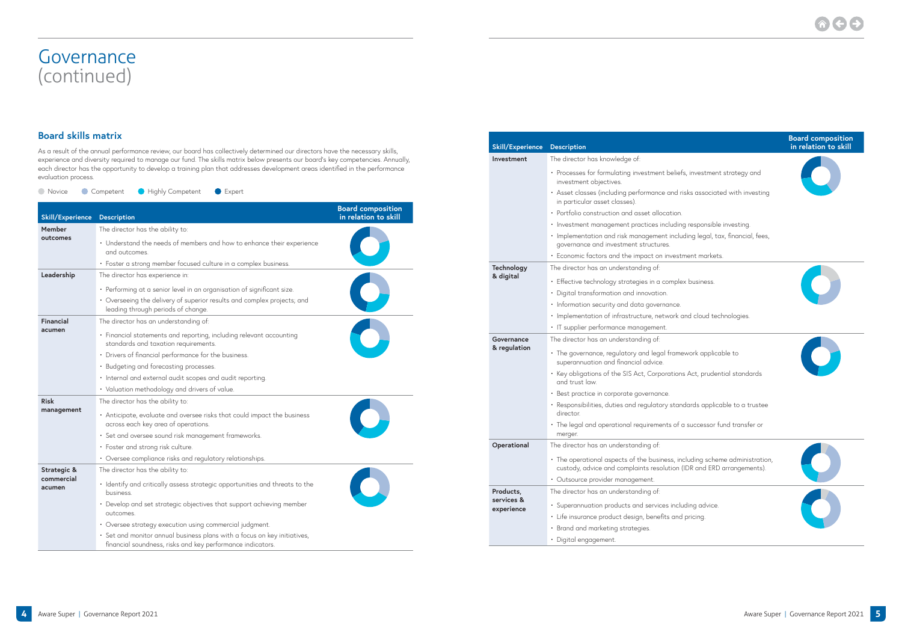# Governance (continued)

## Board skills matrix

As a result of the annual performance review, our board has collectively determined our directors have the necessary skills, experience and diversity required to manage our fund. The skills matrix below presents our board's key competencies. Annually, each director has the opportunity to develop a training plan that addresses development areas identified in the performance evaluation process.

Novice | Competent | Highly Competent | Expert

| Skill/Experience | Description | Board composition in relation to skill |
|---|---|---|
| **Member outcomes** | The director has the ability to:<br>• Understand the needs of members and how to enhance their experience and outcomes.<br>• Foster a strong member focused culture in a complex business. | |
| **Leadership** | The director has experience in:<br>• Performing at a senior level in an organisation of significant size.<br>• Overseeing the delivery of superior results and complex projects; and leading through periods of change. | |
| **Financial acumen** | The director has an understanding of:<br>• Financial statements and reporting, including relevant accounting standards and taxation requirements.<br>• Drivers of financial performance for the business.<br>• Budgeting and forecasting processes.<br>• Internal and external audit scopes and audit reporting.<br>• Valuation methodology and drivers of value. | |
| **Risk management** | The director has the ability to:<br>• Anticipate, evaluate and oversee risks that could impact the business across each key area of operations.<br>• Set and oversee sound risk management frameworks.<br>• Foster and strong risk culture.<br>• Oversee compliance risks and regulatory relationships. | |
| **Strategic & commercial acumen** | The director has the ability to:<br>• Identify and critically assess strategic opportunities and threats to the business.<br>• Develop and set strategic objectives that support achieving member outcomes.<br>• Oversee strategy execution using commercial judgment.<br>• Set and monitor annual business plans with a focus on key initiatives, financial soundness, risks and key performance indicators. | |
| **Investment** | The director has knowledge of:<br>• Processes for formulating investment beliefs, investment strategy and investment objectives.<br>• Asset classes (including performance and risks associated with investing in particular asset classes).<br>• Portfolio construction and asset allocation.<br>• Investment management practices including responsible investing.<br>• Implementation and risk management including legal, tax, financial, fees, governance and investment structures.<br>• Economic factors and the impact on investment markets. | |
| **Technology & digital** | The director has an understanding of:<br>• Effective technology strategies in a complex business.<br>• Digital transformation and innovation.<br>• Information security and data governance.<br>• Implementation of infrastructure, network and cloud technologies.<br>• IT supplier performance management. | |
| **Governance & regulation** | The director has an understanding of:<br>• The governance, regulatory and legal framework applicable to superannuation and financial advice.<br>• Key obligations of the SIS Act, Corporations Act, prudential standards and trust law.<br>• Best practice in corporate governance.<br>• Responsibilities, duties and regulatory standards applicable to a trustee director.<br>• The legal and operational requirements of a successor fund transfer or merger. | |
| **Operational** | The director has an understanding of:<br>• The operational aspects of the business, including scheme administration, custody, advice and complaints resolution (IDR and ERD arrangements).<br>• Outsource provider management. | |
| **Products, services & experience** | The director has an understanding of:<br>• Superannuation products and services including advice.<br>• Life insurance product design, benefits and pricing.<br>• Brand and marketing strategies.<br>• Digital engagement. | |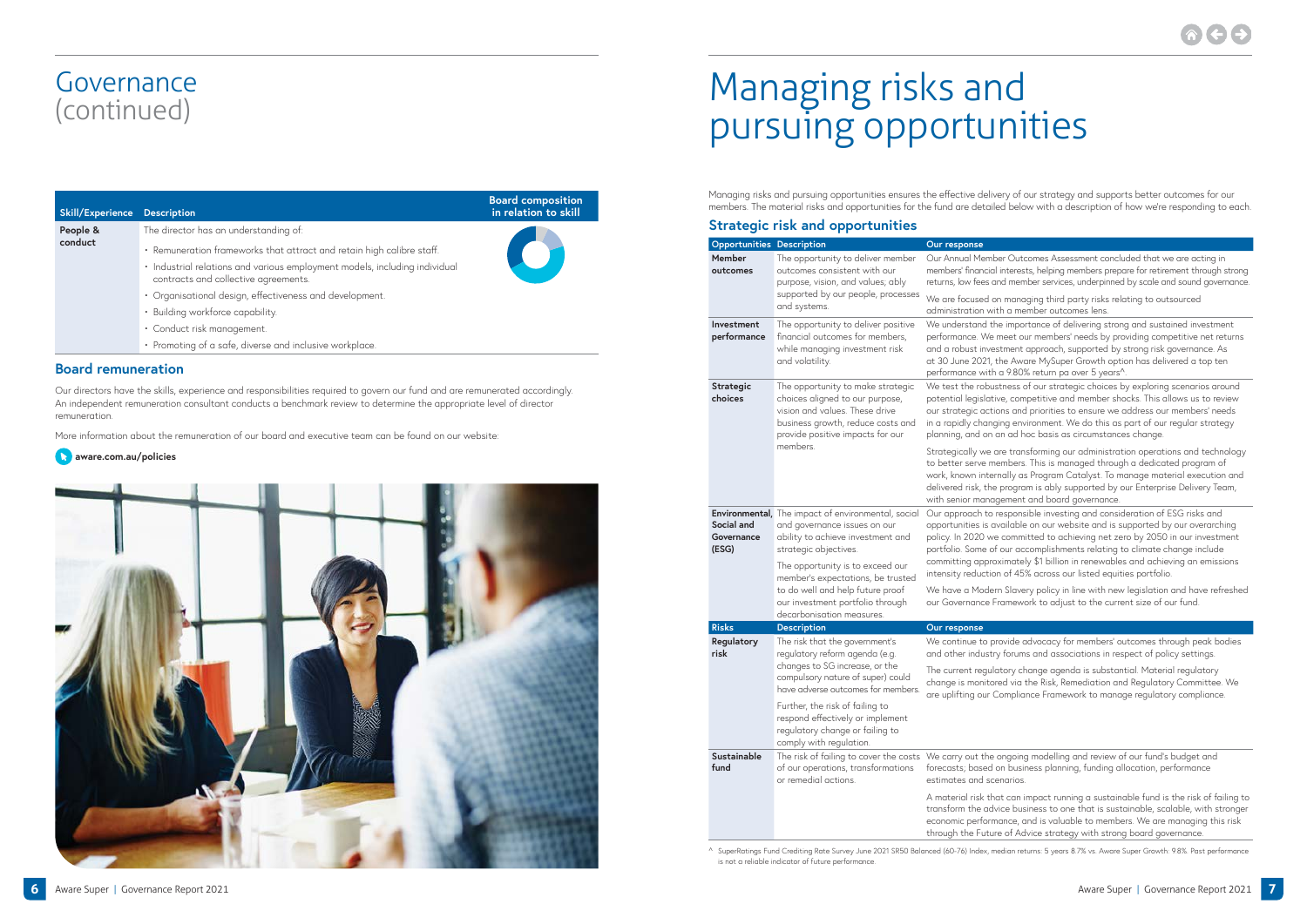# Governance (continued)

| Skill/Experience | Description | Board composition in relation to skill |
|---|---|---|
| People & conduct | The director has an understanding of:<br>• Remuneration frameworks that attract and retain high calibre staff.<br>• Industrial relations and various employment models, including individual contracts and collective agreements.<br>• Organisational design, effectiveness and development.<br>• Building workforce capability.<br>• Conduct risk management.<br>• Promoting of a safe, diverse and inclusive workplace. | |

## Board remuneration

Our directors have the skills, experience and responsibilities required to govern our fund and are remunerated accordingly. An independent remuneration consultant conducts a benchmark review to determine the appropriate level of director remuneration.

More information about the remuneration of our board and executive team can be found on our website:

**aware.com.au/policies**

# Managing risks and pursuing opportunities

Managing risks and pursuing opportunities ensures the effective delivery of our strategy and supports better outcomes for our members. The material risks and opportunities for the fund are detailed below with a description of how we're responding to each.

## Strategic risk and opportunities

| Opportunities | Description | Our response |
|---|---|---|
| Member outcomes | The opportunity to deliver member outcomes consistent with our purpose, vision, and values; ably supported by our people, processes and systems. | Our Annual Member Outcomes Assessment concluded that we are acting in members' financial interests, helping members prepare for retirement through strong returns, low fees and member services, underpinned by scale and sound governance.<br><br>We are focused on managing third party risks relating to outsourced administration with a member outcomes lens. |
| Investment performance | The opportunity to deliver positive financial outcomes for members, while managing investment risk and volatility. | We understand the importance of delivering strong and sustained investment performance. We meet our members' needs by providing competitive net returns and a robust investment approach, supported by strong risk governance. As at 30 June 2021, the Aware MySuper Growth option has delivered a top ten performance with a 9.80% return pa over 5 years^. |
| Strategic choices | The opportunity to make strategic choices aligned to our purpose, vision and values. These drive business growth, reduce costs and provide positive impacts for our members. | We test the robustness of our strategic choices by exploring scenarios around potential legislative, competitive and member shocks. This allows us to review our strategic actions and priorities to ensure we address our members' needs in a rapidly changing environment. We do this as part of our regular strategy planning, and on an ad hoc basis as circumstances change.<br><br>Strategically we are transforming our administration operations and technology to better serve members. This is managed through a dedicated program of work, known internally as Program Catalyst. To manage material execution and delivered risk, the program is ably supported by our Enterprise Delivery Team, with senior management and board governance. |
| Environmental, Social and Governance (ESG) | The impact of environmental, social and governance issues on our ability to achieve investment and strategic objectives.<br><br>The opportunity is to exceed our member's expectations, be trusted to do well and help future proof our investment portfolio through decarbonisation measures. | Our approach to responsible investing and consideration of ESG risks and opportunities is available on our website and is supported by our overarching policy. In 2020 we committed to achieving net zero by 2050 in our investment portfolio. Some of our accomplishments relating to climate change include committing approximately $1 billion in renewables and achieving an emissions intensity reduction of 45% across our listed equities portfolio.<br><br>We have a Modern Slavery policy in line with new legislation and have refreshed our Governance Framework to adjust to the current size of our fund. |
| **Risks** | **Description** | **Our response** |
| Regulatory risk | The risk that the government's regulatory reform agenda (e.g. changes to SG increase, or the compulsory nature of super) could have adverse outcomes for members.<br><br>Further, the risk of failing to respond effectively or implement regulatory change or failing to comply with regulation. | We continue to provide advocacy for members' outcomes through peak bodies and other industry forums and associations in respect of policy settings.<br><br>The current regulatory change agenda is substantial. Material regulatory change is monitored via the Risk, Remediation and Regulatory Committee. We are uplifting our Compliance Framework to manage regulatory compliance. |
| Sustainable fund | The risk of failing to cover the costs of our operations, transformations or remedial actions. | We carry out the ongoing modelling and review of our fund's budget and forecasts; based on business planning, funding allocation, performance estimates and scenarios.<br><br>A material risk that can impact running a sustainable fund is the risk of failing to transform the advice business to one that is sustainable, scalable, with stronger economic performance, and is valuable to members. We are managing this risk through the Future of Advice strategy with strong board governance. |

^ SuperRatings Fund Crediting Rate Survey June 2021 SR50 Balanced (60-76) Index, median returns: 5 years 8.7% vs. Aware Super Growth: 9.8%. Past performance is not a reliable indicator of future performance.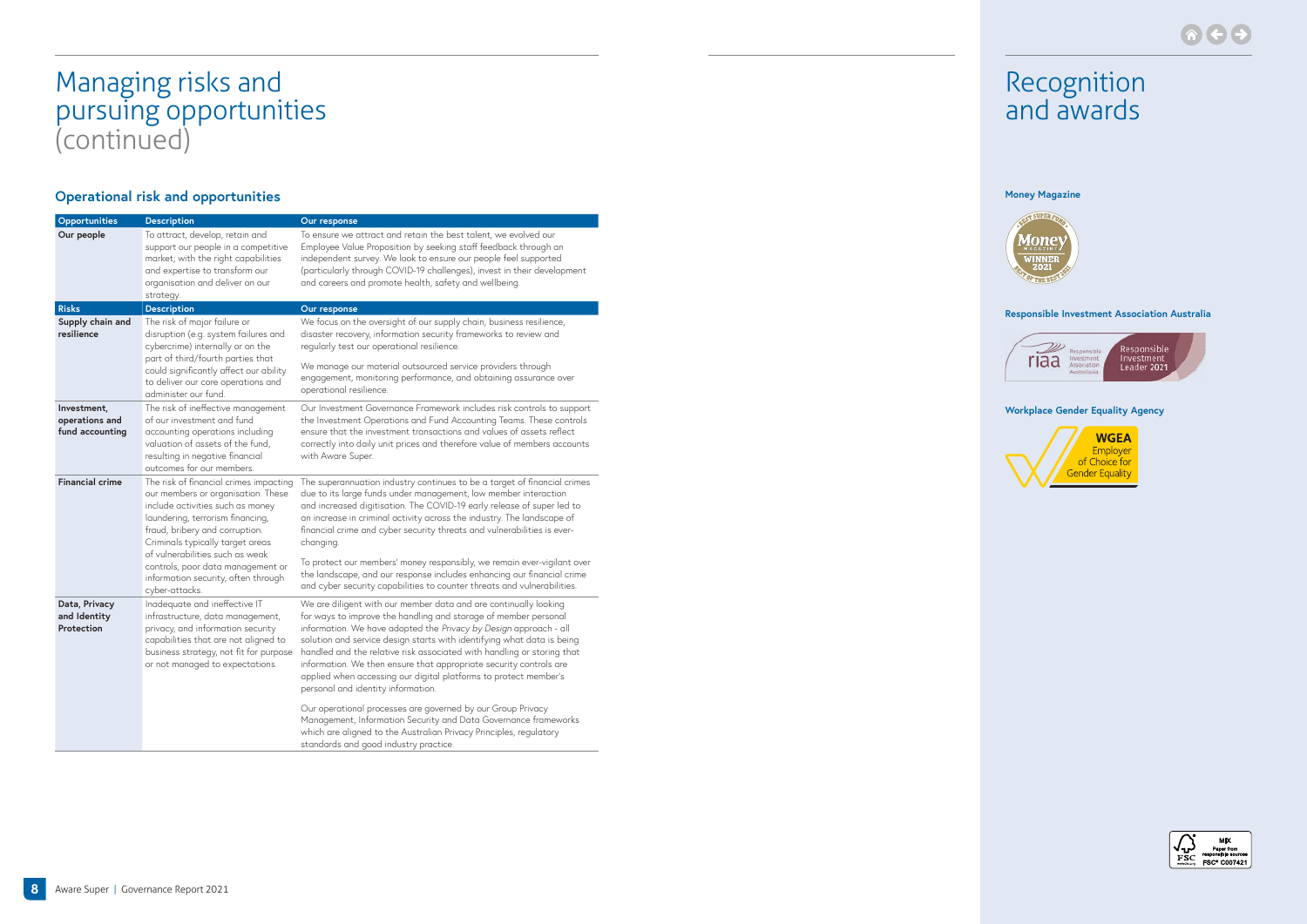# Managing risks and pursuing opportunities (continued)

## Operational risk and opportunities

| Opportunities | Description | Our response |
|---|---|---|
| **Our people** | To attract, develop, retain and support our people in a competitive market; with the right capabilities and expertise to transform our organisation and deliver on our strategy. | To ensure we attract and retain the best talent, we evolved our Employee Value Proposition by seeking staff feedback through an independent survey. We look to ensure our people feel supported (particularly through COVID-19 challenges), invest in their development and careers and promote health, safety and wellbeing. |
| **Risks** | **Description** | **Our response** |
| **Supply chain and resilience** | The risk of major failure or disruption (e.g. system failures and cybercrime) internally or on the part of third/fourth parties that could significantly affect our ability to deliver our core operations and administer our fund. | We focus on the oversight of our supply chain, business resilience, disaster recovery, information security frameworks to review and regularly test our operational resilience.<br><br>We manage our material outsourced service providers through engagement, monitoring performance, and obtaining assurance over operational resilience. |
| **Investment, operations and fund accounting** | The risk of ineffective management of our investment and fund accounting operations including valuation of assets of the fund, resulting in negative financial outcomes for our members. | Our Investment Governance Framework includes risk controls to support the Investment Operations and Fund Accounting Teams. These controls ensure that the investment transactions and values of assets reflect correctly into daily unit prices and therefore value of members accounts with Aware Super. |
| **Financial crime** | The risk of financial crimes impacting our members or organisation. These include activities such as money laundering, terrorism financing, fraud, bribery and corruption. Criminals typically target areas of vulnerabilities such as weak controls, poor data management or information security, often through cyber-attacks. | The superannuation industry continues to be a target of financial crimes due to its large funds under management, low member interaction and increased digitisation. The COVID-19 early release of super led to an increase in criminal activity across the industry. The landscape of financial crime and cyber security threats and vulnerabilities is ever-changing.<br><br>To protect our members' money responsibly, we remain ever-vigilant over the landscape, and our response includes enhancing our financial crime and cyber security capabilities to counter threats and vulnerabilities. |
| **Data, Privacy and Identity Protection** | Inadequate and ineffective IT infrastructure, data management, privacy, and information security capabilities that are not aligned to business strategy, not fit for purpose or not managed to expectations. | We are diligent with our member data and are continually looking for ways to improve the handling and storage of member personal information. We have adopted the *Privacy by Design* approach - all solution and service design starts with identifying what data is being handled and the relative risk associated with handling or storing that information. We then ensure that appropriate security controls are applied when accessing our digital platforms to protect member's personal and identity information.<br><br>Our operational processes are governed by our Group Privacy Management, Information Security and Data Governance frameworks which are aligned to the Australian Privacy Principles, regulatory standards and good industry practice. |

# Recognition and awards

### Money Magazine

Best Super Fund – Money Magazine – Winner 2021 – Best of the Best 2021

### Responsible Investment Association Australia

riaa Responsible Investment Association Australasia – Responsible Investment Leader 2021

### Workplace Gender Equality Agency

WGEA Employer of Choice for Gender Equality

MIX Paper from responsible sources FSC® C007421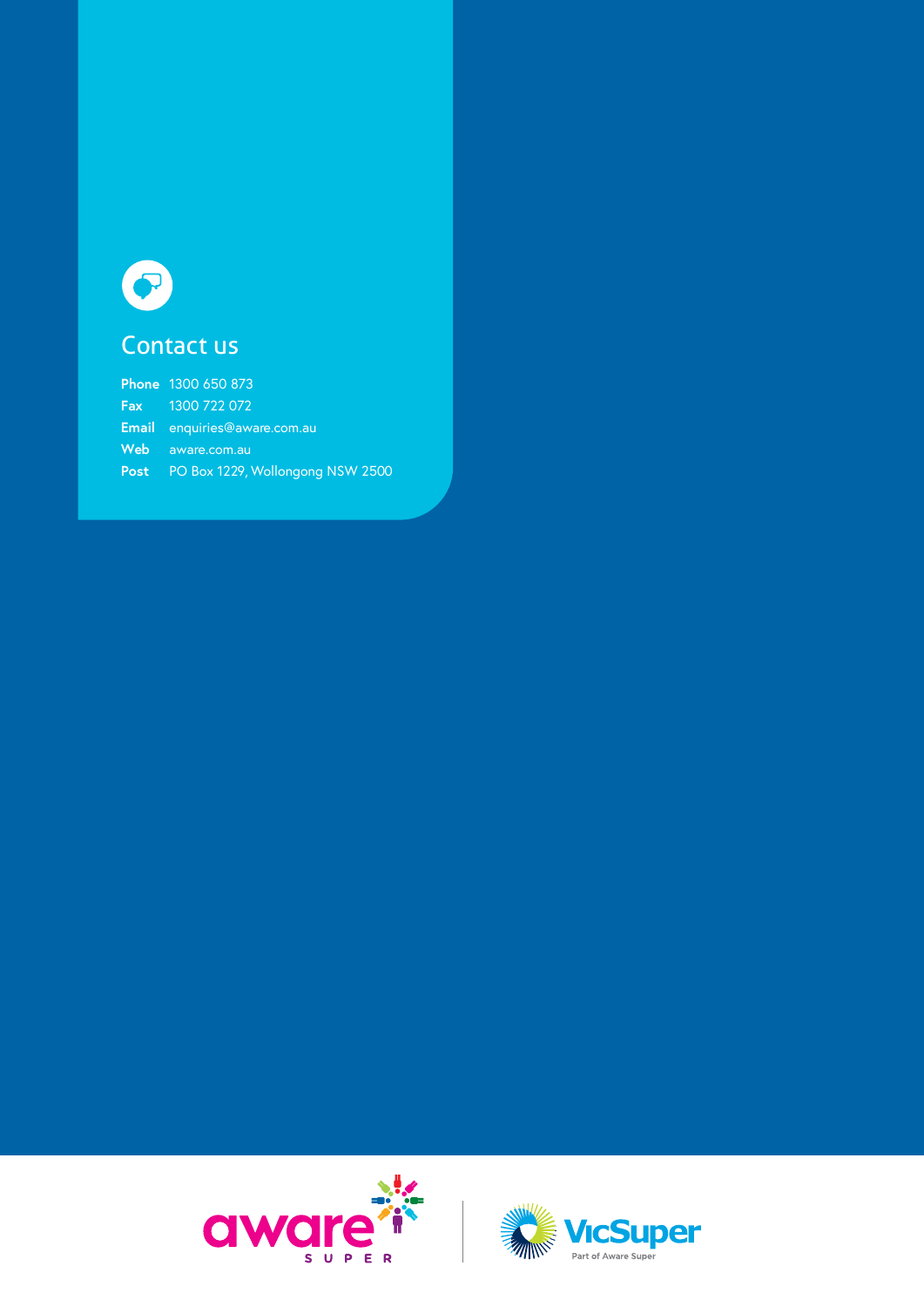## Contact us

**Phone** 1300 650 873
**Fax** 1300 722 072
**Email** enquiries@aware.com.au
**Web** aware.com.au
**Post** PO Box 1229, Wollongong NSW 2500

aware SUPER

VicSuper
Part of Aware Super